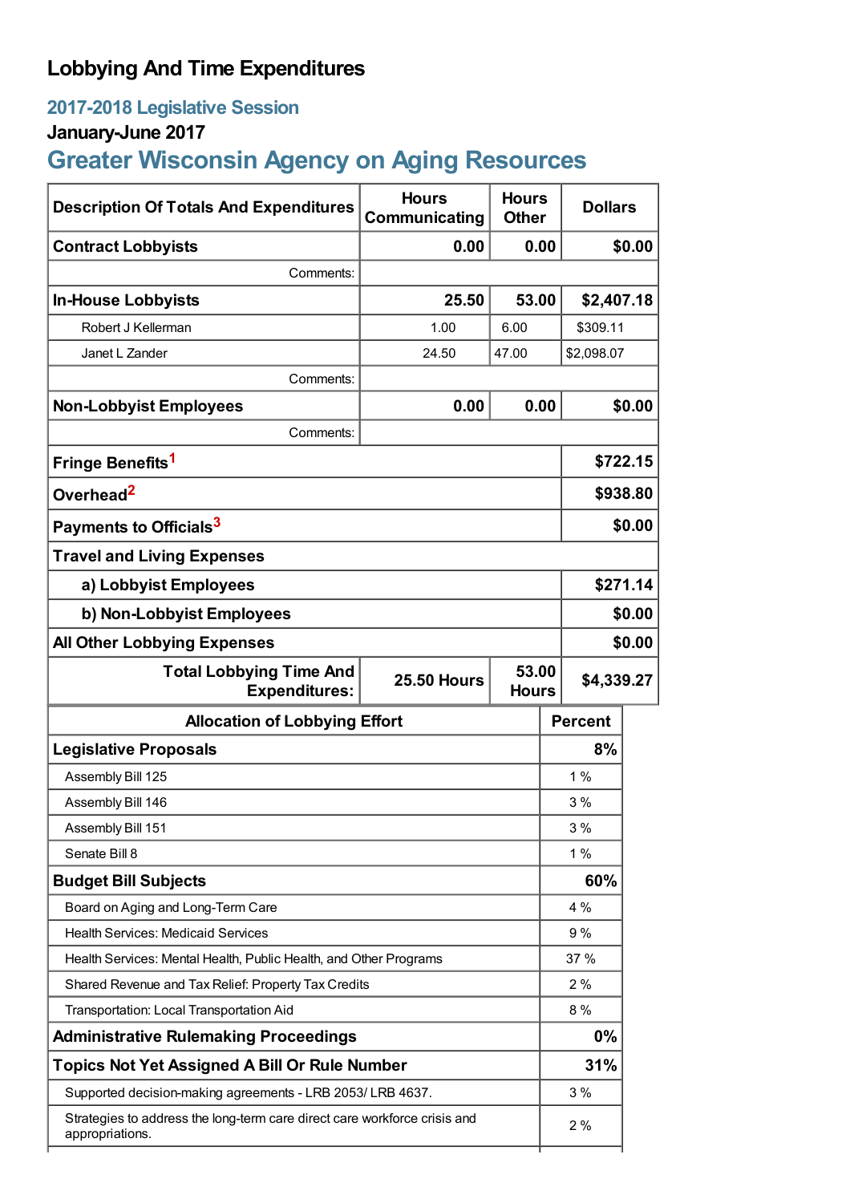# Lobbying And Time Expenditures

## 2017-2018 Legislative Session

### January-June 2017

## Greater Wisconsin Agency on Aging Resources

| Description Of Totals And Expenditures | Hours Communicating | Hours Other | Dollars |
|---|---|---|---|
| **Contract Lobbyists** | **0.00** | **0.00** | **$0.00** |
| Comments: | | | |
| **In-House Lobbyists** | **25.50** | **53.00** | **$2,407.18** |
| Robert J Kellerman | 1.00 | 6.00 | $309.11 |
| Janet L Zander | 24.50 | 47.00 | $2,098.07 |
| Comments: | | | |
| **Non-Lobbyist Employees** | **0.00** | **0.00** | **$0.00** |
| Comments: | | | |
| **Fringe Benefits[1]** | | | **$722.15** |
| **Overhead[2]** | | | **$938.80** |
| **Payments to Officials[3]** | | | **$0.00** |
| **Travel and Living Expenses** | | | |
| **a) Lobbyist Employees** | | | **$271.14** |
| **b) Non-Lobbyist Employees** | | | **$0.00** |
| **All Other Lobbying Expenses** | | | **$0.00** |
| **Total Lobbying Time And Expenditures:** | **25.50 Hours** | **53.00 Hours** | **$4,339.27** |

| Allocation of Lobbying Effort | Percent |
|---|---|
| **Legislative Proposals** | **8%** |
| Assembly Bill 125 | 1 % |
| Assembly Bill 146 | 3 % |
| Assembly Bill 151 | 3 % |
| Senate Bill 8 | 1 % |
| **Budget Bill Subjects** | **60%** |
| Board on Aging and Long-Term Care | 4 % |
| Health Services: Medicaid Services | 9 % |
| Health Services: Mental Health, Public Health, and Other Programs | 37 % |
| Shared Revenue and Tax Relief: Property Tax Credits | 2 % |
| Transportation: Local Transportation Aid | 8 % |
| **Administrative Rulemaking Proceedings** | **0%** |
| **Topics Not Yet Assigned A Bill Or Rule Number** | **31%** |
| Supported decision-making agreements - LRB 2053/ LRB 4637. | 3 % |
| Strategies to address the long-term care direct care workforce crisis and appropriations. | 2 % |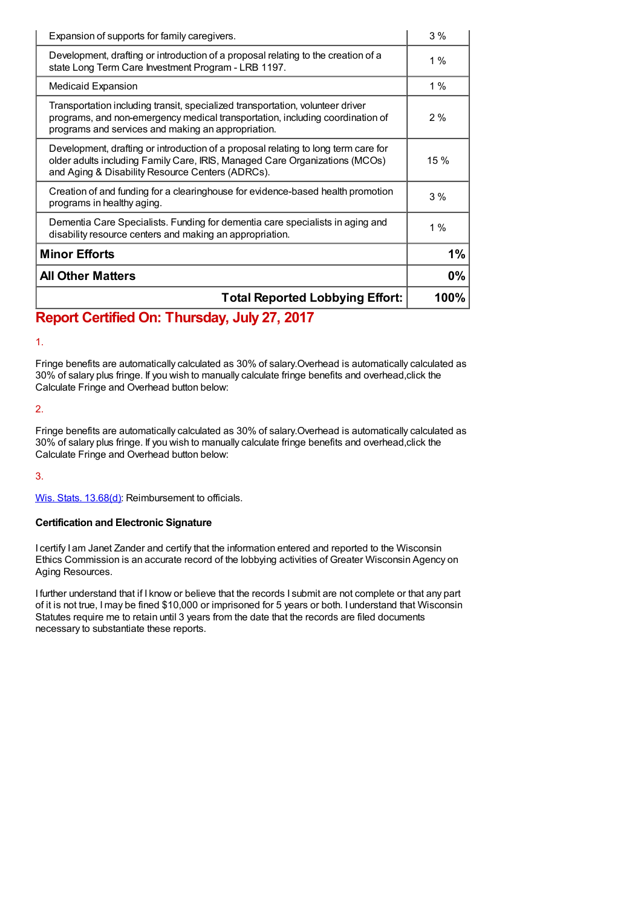| | |
|---|---|
| Expansion of supports for family caregivers. | 3 % |
| Development, drafting or introduction of a proposal relating to the creation of a state Long Term Care Investment Program - LRB 1197. | 1 % |
| Medicaid Expansion | 1 % |
| Transportation including transit, specialized transportation, volunteer driver programs, and non-emergency medical transportation, including coordination of programs and services and making an appropriation. | 2 % |
| Development, drafting or introduction of a proposal relating to long term care for older adults including Family Care, IRIS, Managed Care Organizations (MCOs) and Aging & Disability Resource Centers (ADRCs). | 15 % |
| Creation of and funding for a clearinghouse for evidence-based health promotion programs in healthy aging. | 3 % |
| Dementia Care Specialists. Funding for dementia care specialists in aging and disability resource centers and making an appropriation. | 1 % |
| **Minor Efforts** | **1%** |
| **All Other Matters** | **0%** |
| **Total Reported Lobbying Effort:** | **100%** |

## Report Certified On: Thursday, July 27, 2017

1.

Fringe benefits are automatically calculated as 30% of salary.Overhead is automatically calculated as 30% of salary plus fringe. If you wish to manually calculate fringe benefits and overhead,click the Calculate Fringe and Overhead button below:

2.

Fringe benefits are automatically calculated as 30% of salary.Overhead is automatically calculated as 30% of salary plus fringe. If you wish to manually calculate fringe benefits and overhead,click the Calculate Fringe and Overhead button below:

3.

Wis. Stats. 13.68(d): Reimbursement to officials.

**Certification and Electronic Signature**

I certify I am Janet Zander and certify that the information entered and reported to the Wisconsin Ethics Commission is an accurate record of the lobbying activities of Greater Wisconsin Agency on Aging Resources.

I further understand that if I know or believe that the records I submit are not complete or that any part of it is not true, I may be fined $10,000 or imprisoned for 5 years or both. I understand that Wisconsin Statutes require me to retain until 3 years from the date that the records are filed documents necessary to substantiate these reports.